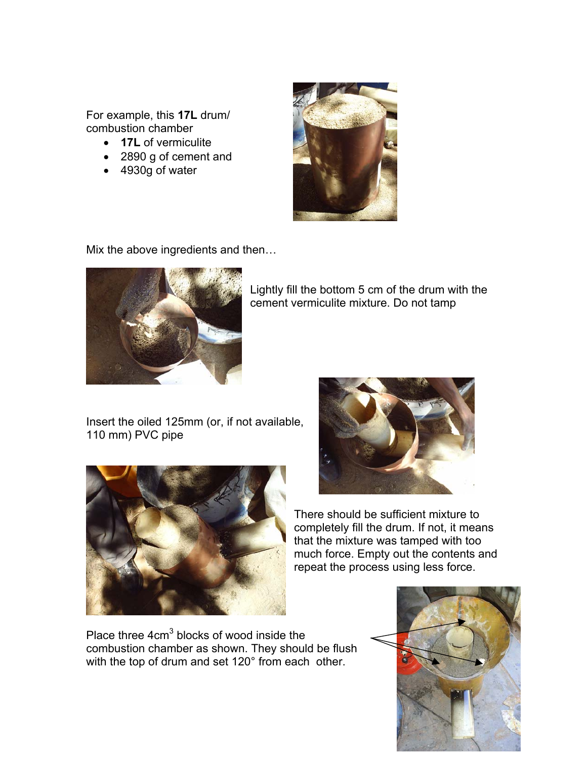For example, this **17L** drum/ combustion chamber

- **17L** of vermiculite
- 2890 g of cement and
- 4930g of water

Mix the above ingredients and then…

Lightly fill the bottom 5 cm of the drum with the cement vermiculite mixture. Do not tamp

Insert the oiled 125mm (or, if not available, 110 mm) PVC pipe

There should be sufficient mixture to completely fill the drum. If not, it means that the mixture was tamped with too much force. Empty out the contents and repeat the process using less force.

Place three $4cm^3$ blocks of wood inside the combustion chamber as shown. They should be flush with the top of drum and set 120° from each other.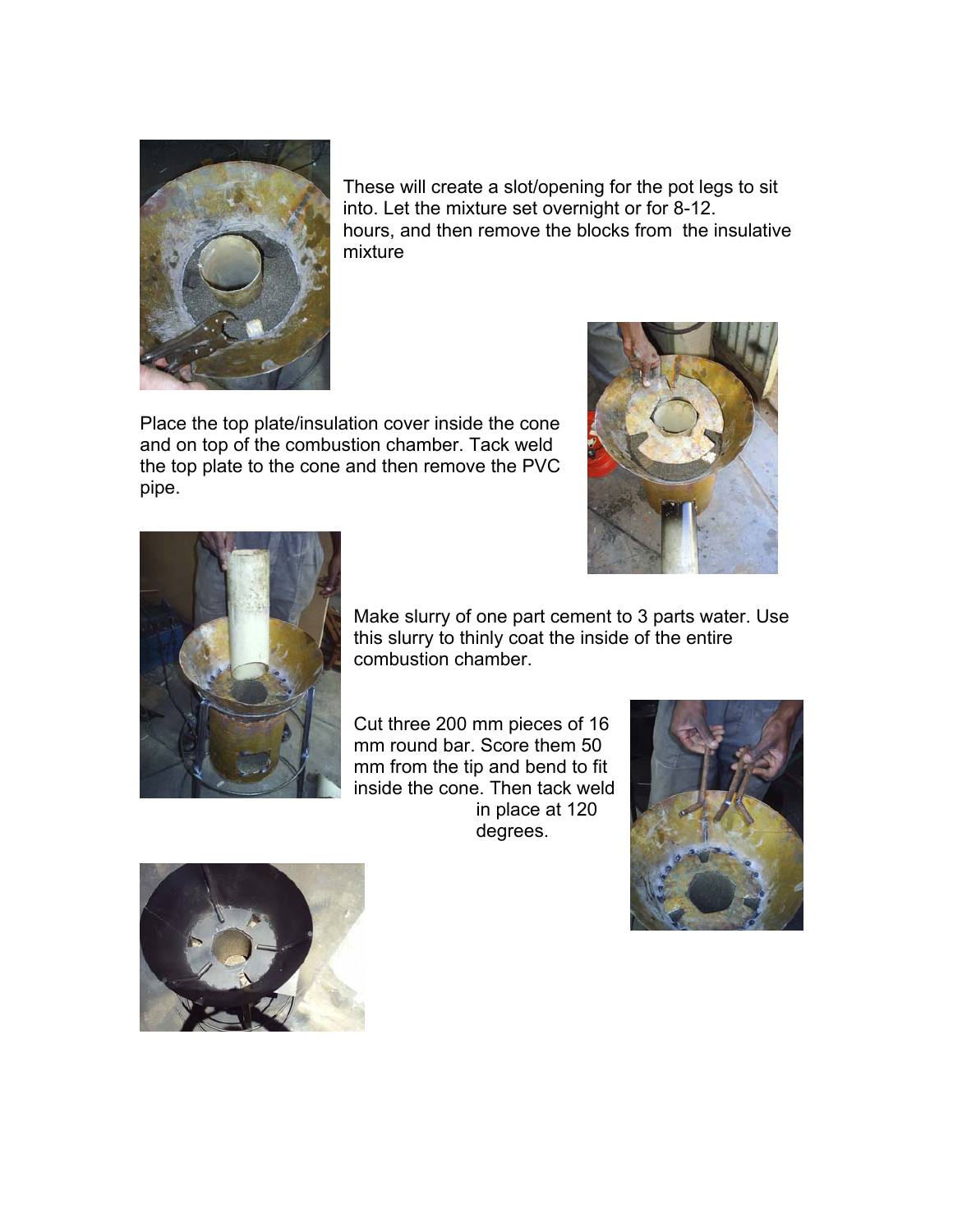These will create a slot/opening for the pot legs to sit into. Let the mixture set overnight or for 8-12. hours, and then remove the blocks from the insulative mixture

Place the top plate/insulation cover inside the cone and on top of the combustion chamber. Tack weld the top plate to the cone and then remove the PVC pipe.

Make slurry of one part cement to 3 parts water. Use this slurry to thinly coat the inside of the entire combustion chamber.

Cut three 200 mm pieces of 16 mm round bar. Score them 50 mm from the tip and bend to fit inside the cone. Then tack weld in place at 120 degrees.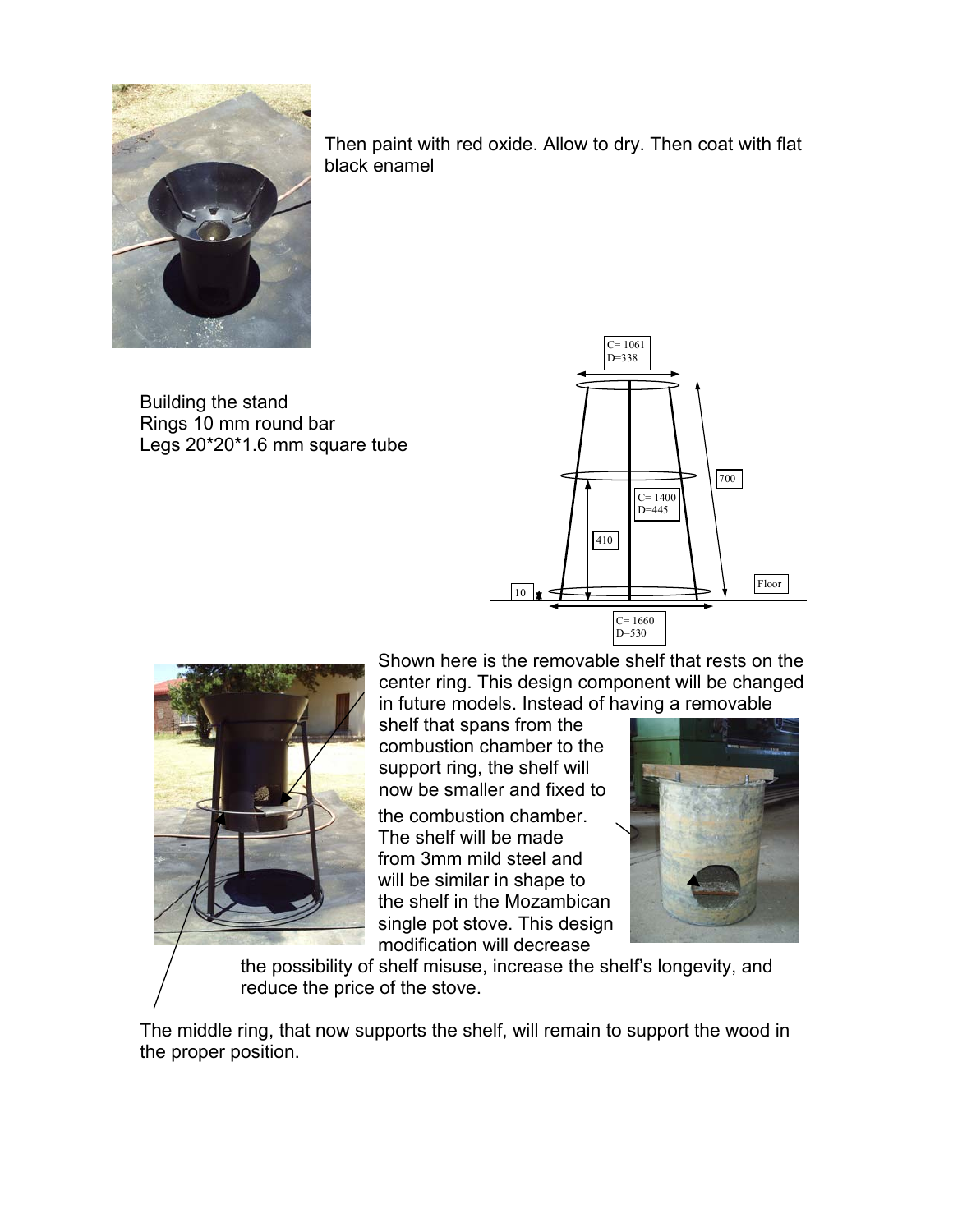Then paint with red oxide. Allow to dry. Then coat with flat black enamel

Building the stand
Rings 10 mm round bar
Legs 20*20*1.6 mm square tube

C= 1061
D=338

700

C= 1400
D=445

410

10

Floor

C= 1660
D=530

Shown here is the removable shelf that rests on the center ring. This design component will be changed in future models. Instead of having a removable shelf that spans from the combustion chamber to the support ring, the shelf will now be smaller and fixed to the combustion chamber. The shelf will be made from 3mm mild steel and will be similar in shape to the shelf in the Mozambican single pot stove. This design modification will decrease the possibility of shelf misuse, increase the shelf's longevity, and reduce the price of the stove.

The middle ring, that now supports the shelf, will remain to support the wood in the proper position.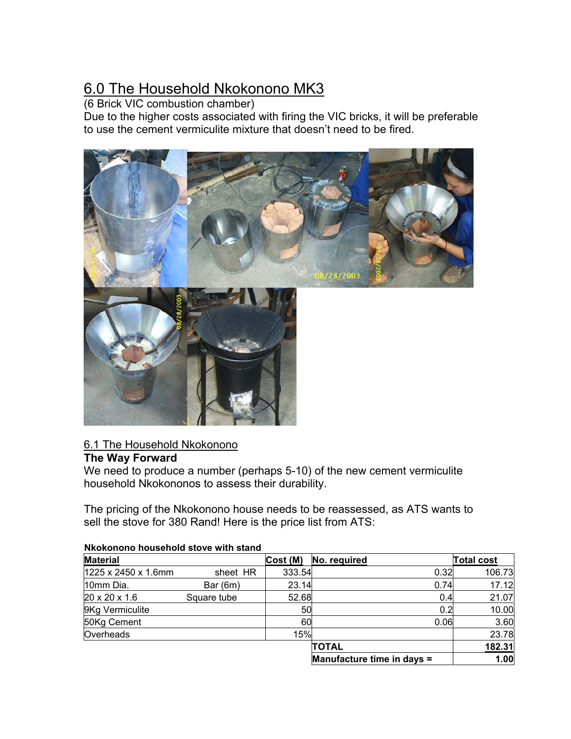# 6.0 The Household Nkokonono MK3

(6 Brick VIC combustion chamber)

Due to the higher costs associated with firing the VIC bricks, it will be preferable to use the cement vermiculite mixture that doesn't need to be fired.

## 6.1 The Household Nkokonono

**The Way Forward**

We need to produce a number (perhaps 5-10) of the new cement vermiculite household Nkokononos to assess their durability.

The pricing of the Nkokonono house needs to be reassessed, as ATS wants to sell the stove for 380 Rand! Here is the price list from ATS:

**Nkokonono household stove with stand**

| Material | | Cost (M) | No. required | Total cost |
|---|---|---|---|---|
| 1225 x 2450 x 1.6mm | sheet HR | 333.54 | 0.32 | 106.73 |
| 10mm Dia. | Bar (6m) | 23.14 | 0.74 | 17.12 |
| 20 x 20 x 1.6 | Square tube | 52.68 | 0.4 | 21.07 |
| 9Kg Vermiculite | | 50 | 0.2 | 10.00 |
| 50Kg Cement | | 60 | 0.06 | 3.60 |
| Overheads | | 15% | | 23.78 |
| | | | **TOTAL** | **182.31** |
| | | | **Manufacture time in days =** | **1.00** |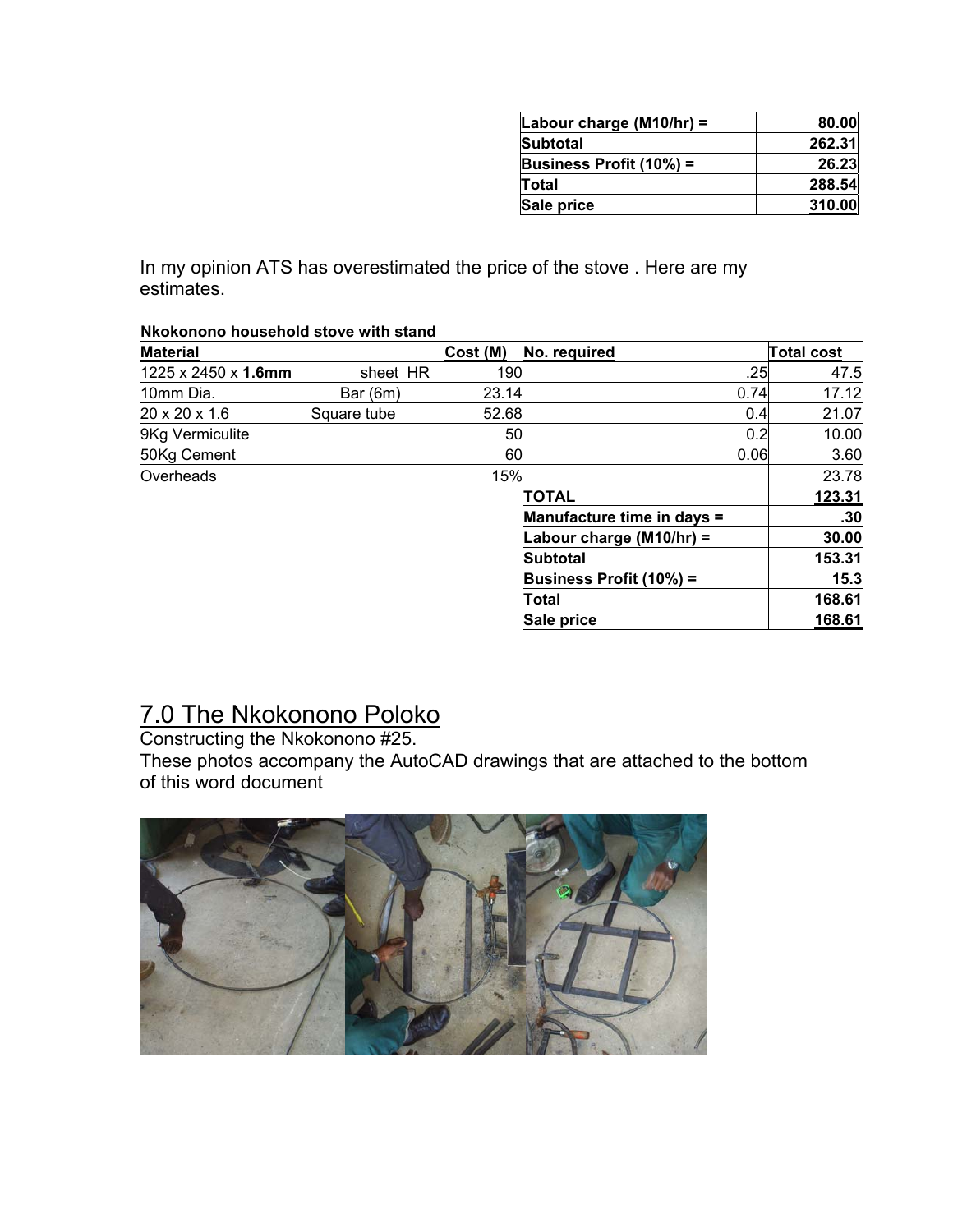| Labour charge (M10/hr) = | 80.00 |
|---|---|
| Subtotal | 262.31 |
| Business Profit (10%) = | 26.23 |
| Total | 288.54 |
| Sale price | 310.00 |

In my opinion ATS has overestimated the price of the stove . Here are my estimates.

**Nkokonono household stove with stand**

| Material | | Cost (M) | No. required | Total cost |
|---|---|---|---|---|
| 1225 x 2450 x **1.6mm** | sheet HR | 190 | .25 | 47.5 |
| 10mm Dia. | Bar (6m) | 23.14 | 0.74 | 17.12 |
| 20 x 20 x 1.6 | Square tube | 52.68 | 0.4 | 21.07 |
| 9Kg Vermiculite | | 50 | 0.2 | 10.00 |
| 50Kg Cement | | 60 | 0.06 | 3.60 |
| Overheads | | 15% | | 23.78 |
| | | | **TOTAL** | **123.31** |
| | | | **Manufacture time in days =** | **.30** |
| | | | **Labour charge (M10/hr) =** | **30.00** |
| | | | **Subtotal** | **153.31** |
| | | | **Business Profit (10%) =** | **15.3** |
| | | | **Total** | **168.61** |
| | | | **Sale price** | **168.61** |

## 7.0 The Nkokonono Poloko

Constructing the Nkokonono #25.
These photos accompany the AutoCAD drawings that are attached to the bottom of this word document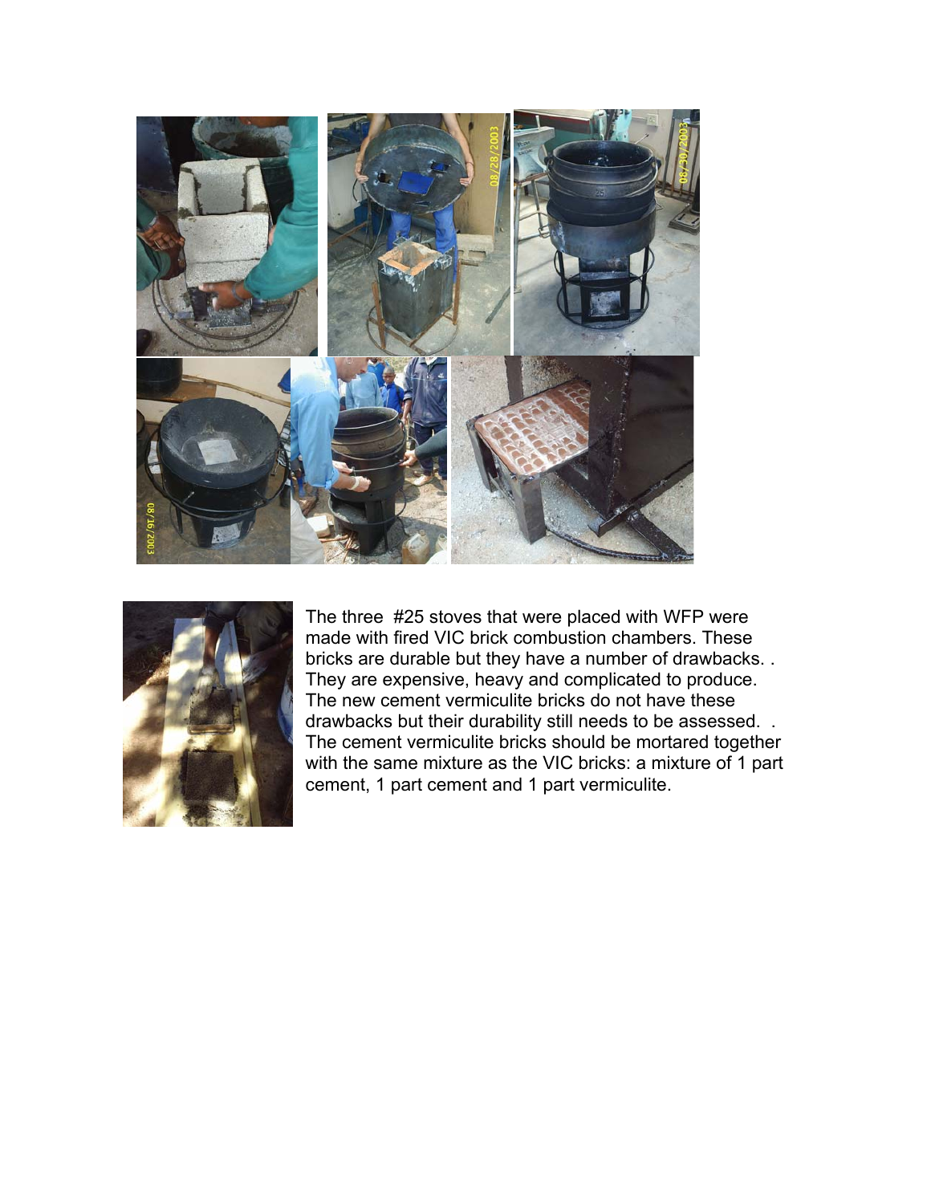The three #25 stoves that were placed with WFP were made with fired VIC brick combustion chambers. These bricks are durable but they have a number of drawbacks. . They are expensive, heavy and complicated to produce. The new cement vermiculite bricks do not have these drawbacks but their durability still needs to be assessed. . The cement vermiculite bricks should be mortared together with the same mixture as the VIC bricks: a mixture of 1 part cement, 1 part cement and 1 part vermiculite.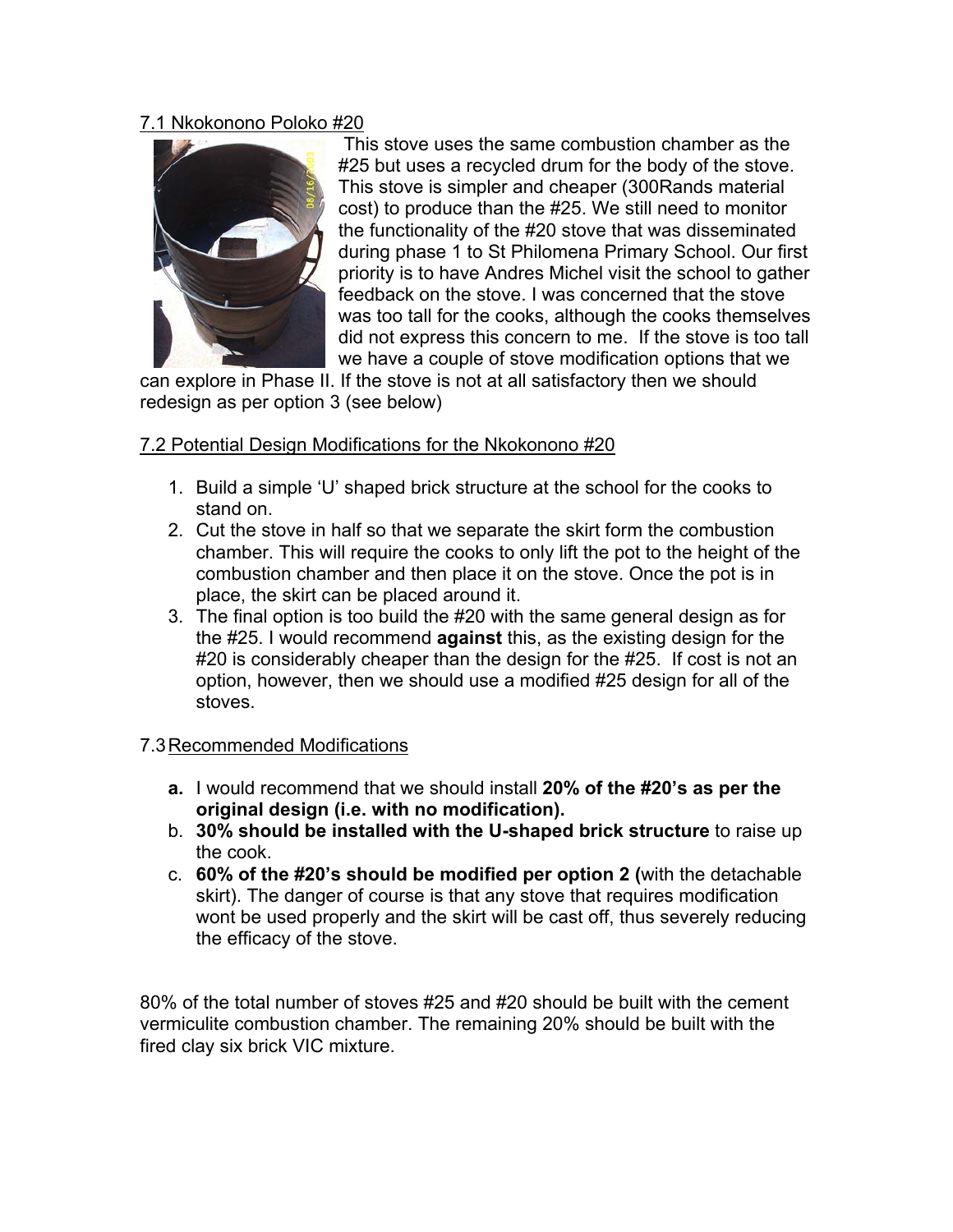## 7.1 Nkokonono Poloko #20

This stove uses the same combustion chamber as the #25 but uses a recycled drum for the body of the stove. This stove is simpler and cheaper (300Rands material cost) to produce than the #25. We still need to monitor the functionality of the #20 stove that was disseminated during phase 1 to St Philomena Primary School. Our first priority is to have Andres Michel visit the school to gather feedback on the stove. I was concerned that the stove was too tall for the cooks, although the cooks themselves did not express this concern to me. If the stove is too tall we have a couple of stove modification options that we can explore in Phase II. If the stove is not at all satisfactory then we should redesign as per option 3 (see below)

## 7.2 Potential Design Modifications for the Nkokonono #20

1. Build a simple 'U' shaped brick structure at the school for the cooks to stand on.
2. Cut the stove in half so that we separate the skirt form the combustion chamber. This will require the cooks to only lift the pot to the height of the combustion chamber and then place it on the stove. Once the pot is in place, the skirt can be placed around it.
3. The final option is too build the #20 with the same general design as for the #25. I would recommend **against** this, as the existing design for the #20 is considerably cheaper than the design for the #25. If cost is not an option, however, then we should use a modified #25 design for all of the stoves.

## 7.3 Recommended Modifications

a. I would recommend that we should install **20% of the #20's as per the original design (i.e. with no modification).**

b. **30% should be installed with the U-shaped brick structure** to raise up the cook.

c. **60% of the #20's should be modified per option 2 (**with the detachable skirt). The danger of course is that any stove that requires modification wont be used properly and the skirt will be cast off, thus severely reducing the efficacy of the stove.

80% of the total number of stoves #25 and #20 should be built with the cement vermiculite combustion chamber. The remaining 20% should be built with the fired clay six brick VIC mixture.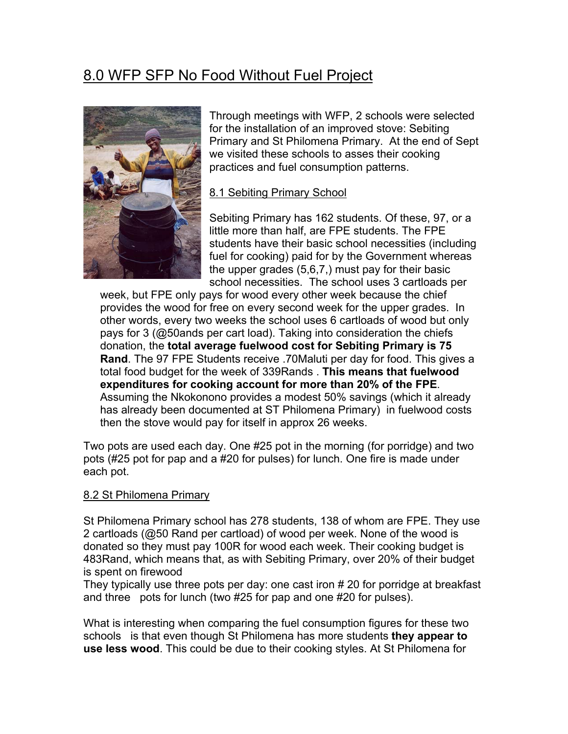## 8.0 WFP SFP No Food Without Fuel Project

Through meetings with WFP, 2 schools were selected for the installation of an improved stove: Sebiting Primary and St Philomena Primary. At the end of Sept we visited these schools to asses their cooking practices and fuel consumption patterns.

### 8.1 Sebiting Primary School

Sebiting Primary has 162 students. Of these, 97, or a little more than half, are FPE students. The FPE students have their basic school necessities (including fuel for cooking) paid for by the Government whereas the upper grades (5,6,7,) must pay for their basic school necessities. The school uses 3 cartloads per week, but FPE only pays for wood every other week because the chief provides the wood for free on every second week for the upper grades. In other words, every two weeks the school uses 6 cartloads of wood but only pays for 3 (@50ands per cart load). Taking into consideration the chiefs donation, the **total average fuelwood cost for Sebiting Primary is 75 Rand**. The 97 FPE Students receive .70Maluti per day for food. This gives a total food budget for the week of 339Rands . **This means that fuelwood expenditures for cooking account for more than 20% of the FPE**. Assuming the Nkokonono provides a modest 50% savings (which it already has already been documented at ST Philomena Primary) in fuelwood costs then the stove would pay for itself in approx 26 weeks.

Two pots are used each day. One #25 pot in the morning (for porridge) and two pots (#25 pot for pap and a #20 for pulses) for lunch. One fire is made under each pot.

### 8.2 St Philomena Primary

St Philomena Primary school has 278 students, 138 of whom are FPE. They use 2 cartloads (@50 Rand per cartload) of wood per week. None of the wood is donated so they must pay 100R for wood each week. Their cooking budget is 483Rand, which means that, as with Sebiting Primary, over 20% of their budget is spent on firewood

They typically use three pots per day: one cast iron # 20 for porridge at breakfast and three pots for lunch (two #25 for pap and one #20 for pulses).

What is interesting when comparing the fuel consumption figures for these two schools is that even though St Philomena has more students **they appear to use less wood**. This could be due to their cooking styles. At St Philomena for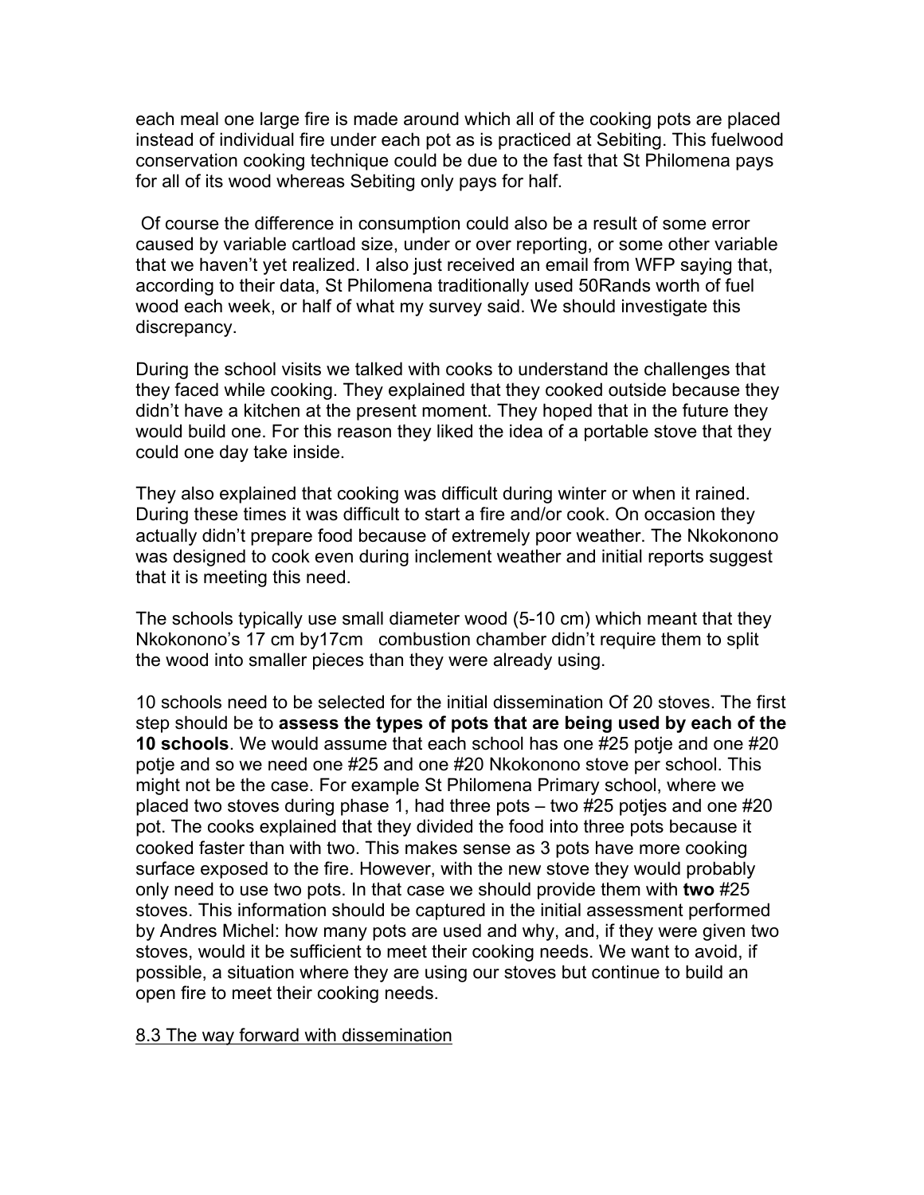each meal one large fire is made around which all of the cooking pots are placed instead of individual fire under each pot as is practiced at Sebiting. This fuelwood conservation cooking technique could be due to the fast that St Philomena pays for all of its wood whereas Sebiting only pays for half.

Of course the difference in consumption could also be a result of some error caused by variable cartload size, under or over reporting, or some other variable that we haven't yet realized. I also just received an email from WFP saying that, according to their data, St Philomena traditionally used 50Rands worth of fuel wood each week, or half of what my survey said. We should investigate this discrepancy.

During the school visits we talked with cooks to understand the challenges that they faced while cooking. They explained that they cooked outside because they didn't have a kitchen at the present moment. They hoped that in the future they would build one. For this reason they liked the idea of a portable stove that they could one day take inside.

They also explained that cooking was difficult during winter or when it rained. During these times it was difficult to start a fire and/or cook. On occasion they actually didn't prepare food because of extremely poor weather. The Nkokonono was designed to cook even during inclement weather and initial reports suggest that it is meeting this need.

The schools typically use small diameter wood (5-10 cm) which meant that they Nkokonono's 17 cm by17cm combustion chamber didn't require them to split the wood into smaller pieces than they were already using.

10 schools need to be selected for the initial dissemination Of 20 stoves. The first step should be to **assess the types of pots that are being used by each of the 10 schools**. We would assume that each school has one #25 potje and one #20 potje and so we need one #25 and one #20 Nkokonono stove per school. This might not be the case. For example St Philomena Primary school, where we placed two stoves during phase 1, had three pots – two #25 potjes and one #20 pot. The cooks explained that they divided the food into three pots because it cooked faster than with two. This makes sense as 3 pots have more cooking surface exposed to the fire. However, with the new stove they would probably only need to use two pots. In that case we should provide them with **two** #25 stoves. This information should be captured in the initial assessment performed by Andres Michel: how many pots are used and why, and, if they were given two stoves, would it be sufficient to meet their cooking needs. We want to avoid, if possible, a situation where they are using our stoves but continue to build an open fire to meet their cooking needs.

### 8.3 The way forward with dissemination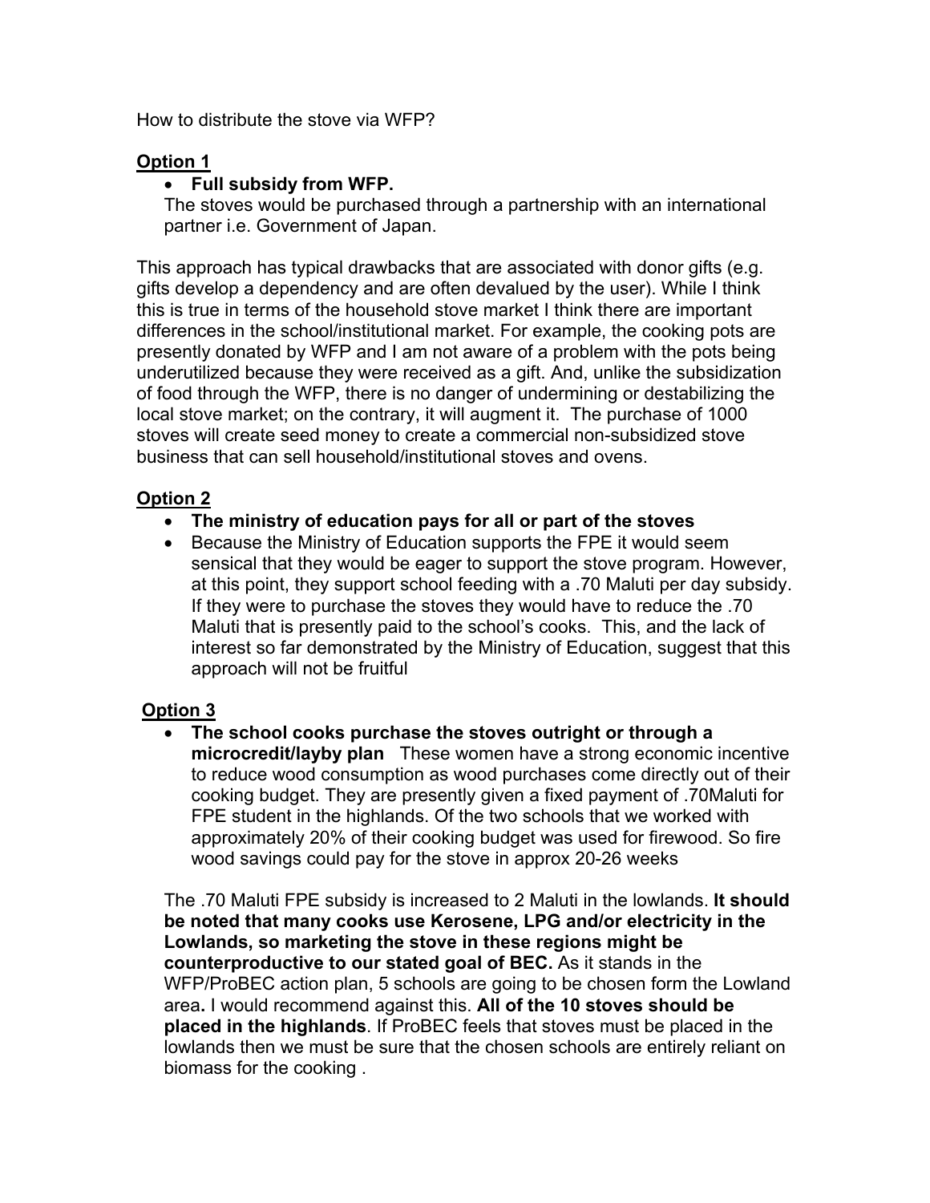How to distribute the stove via WFP?

**Option 1**

- **Full subsidy from WFP.**

  The stoves would be purchased through a partnership with an international partner i.e. Government of Japan.

This approach has typical drawbacks that are associated with donor gifts (e.g. gifts develop a dependency and are often devalued by the user). While I think this is true in terms of the household stove market I think there are important differences in the school/institutional market. For example, the cooking pots are presently donated by WFP and I am not aware of a problem with the pots being underutilized because they were received as a gift. And, unlike the subsidization of food through the WFP, there is no danger of undermining or destabilizing the local stove market; on the contrary, it will augment it. The purchase of 1000 stoves will create seed money to create a commercial non-subsidized stove business that can sell household/institutional stoves and ovens.

**Option 2**

- **The ministry of education pays for all or part of the stoves**
- Because the Ministry of Education supports the FPE it would seem sensical that they would be eager to support the stove program. However, at this point, they support school feeding with a .70 Maluti per day subsidy. If they were to purchase the stoves they would have to reduce the .70 Maluti that is presently paid to the school's cooks. This, and the lack of interest so far demonstrated by the Ministry of Education, suggest that this approach will not be fruitful

**Option 3**

- **The school cooks purchase the stoves outright or through a microcredit/layby plan** These women have a strong economic incentive to reduce wood consumption as wood purchases come directly out of their cooking budget. They are presently given a fixed payment of .70Maluti for FPE student in the highlands. Of the two schools that we worked with approximately 20% of their cooking budget was used for firewood. So fire wood savings could pay for the stove in approx 20-26 weeks

The .70 Maluti FPE subsidy is increased to 2 Maluti in the lowlands. **It should be noted that many cooks use Kerosene, LPG and/or electricity in the Lowlands, so marketing the stove in these regions might be counterproductive to our stated goal of BEC.** As it stands in the WFP/ProBEC action plan, 5 schools are going to be chosen form the Lowland area**.** I would recommend against this. **All of the 10 stoves should be placed in the highlands**. If ProBEC feels that stoves must be placed in the lowlands then we must be sure that the chosen schools are entirely reliant on biomass for the cooking .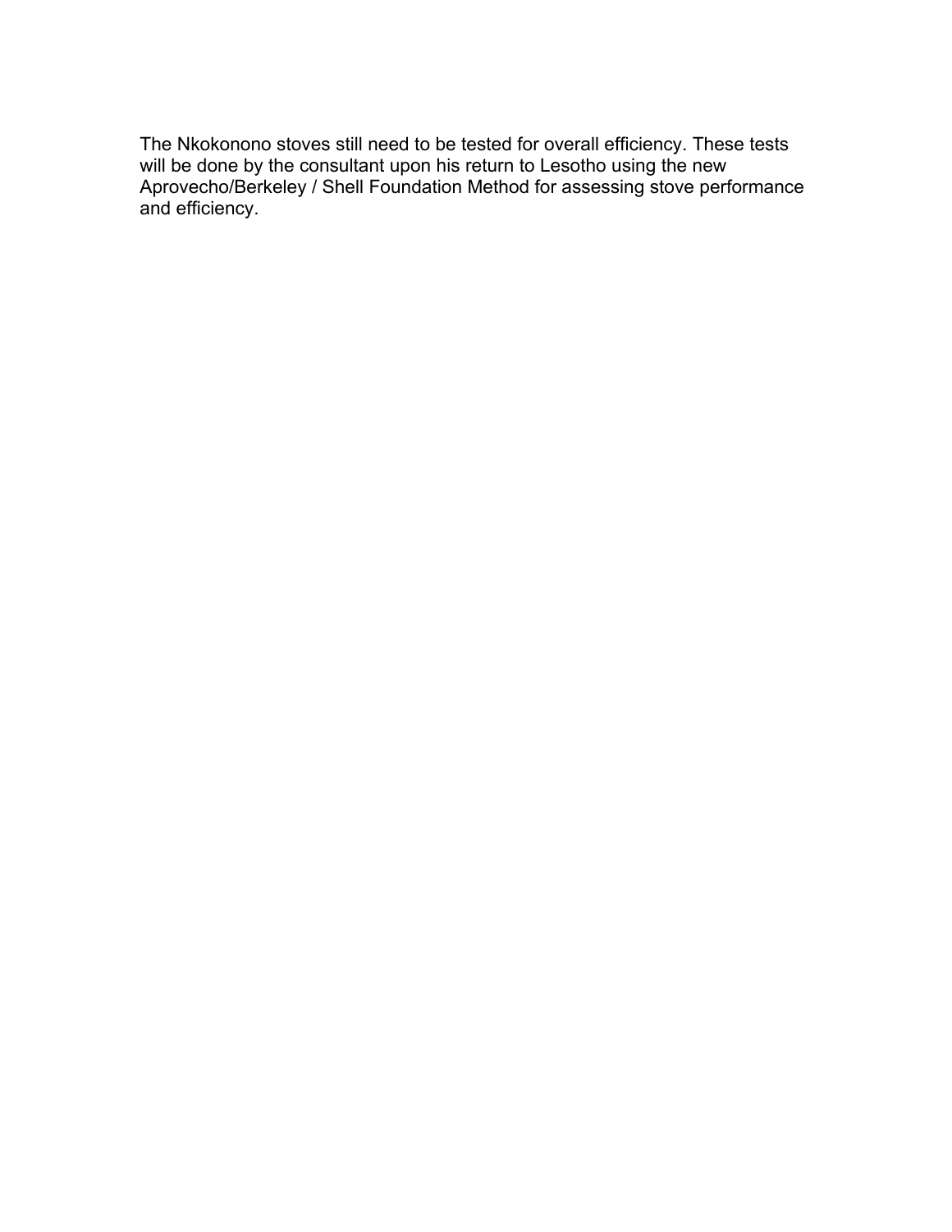The Nkokonono stoves still need to be tested for overall efficiency. These tests will be done by the consultant upon his return to Lesotho using the new Aprovecho/Berkeley / Shell Foundation Method for assessing stove performance and efficiency.